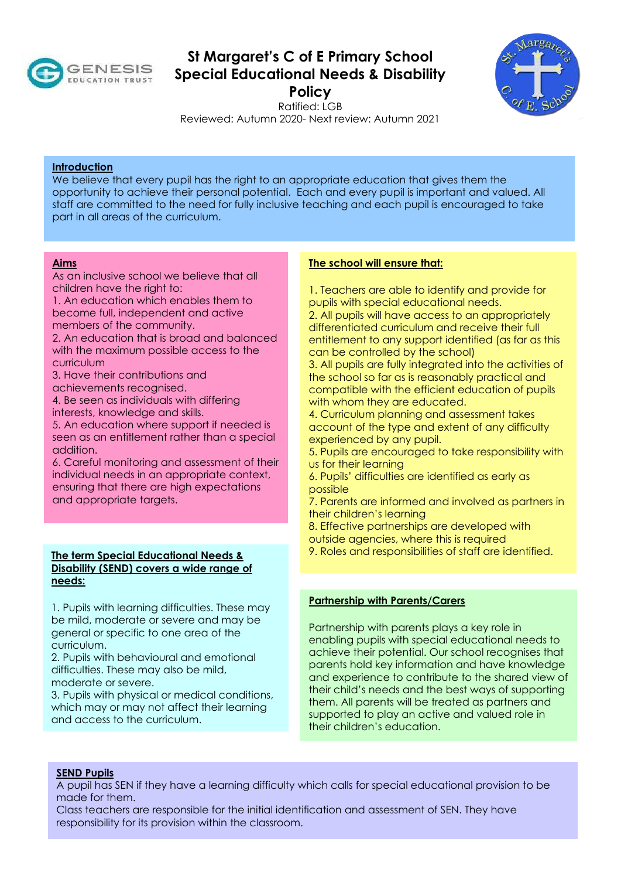# St Margaret's C of E Primary School Special Educational Needs & Disability Policy

Ratified: LGB
Reviewed: Autumn 2020- Next review: Autumn 2021

## Introduction

We believe that every pupil has the right to an appropriate education that gives them the opportunity to achieve their personal potential. Each and every pupil is important and valued. All staff are committed to the need for fully inclusive teaching and each pupil is encouraged to take part in all areas of the curriculum.

## Aims

As an inclusive school we believe that all children have the right to:

1. An education which enables them to become full, independent and active members of the community.
2. An education that is broad and balanced with the maximum possible access to the curriculum
3. Have their contributions and achievements recognised.
4. Be seen as individuals with differing interests, knowledge and skills.
5. An education where support if needed is seen as an entitlement rather than a special addition.
6. Careful monitoring and assessment of their individual needs in an appropriate context, ensuring that there are high expectations and appropriate targets.

## The term Special Educational Needs & Disability (SEND) covers a wide range of needs:

1. Pupils with learning difficulties. These may be mild, moderate or severe and may be general or specific to one area of the curriculum.
2. Pupils with behavioural and emotional difficulties. These may also be mild, moderate or severe.
3. Pupils with physical or medical conditions, which may or may not affect their learning and access to the curriculum.

## The school will ensure that:

1. Teachers are able to identify and provide for pupils with special educational needs.
2. All pupils will have access to an appropriately differentiated curriculum and receive their full entitlement to any support identified (as far as this can be controlled by the school)
3. All pupils are fully integrated into the activities of the school so far as is reasonably practical and compatible with the efficient education of pupils with whom they are educated.
4. Curriculum planning and assessment takes account of the type and extent of any difficulty experienced by any pupil.
5. Pupils are encouraged to take responsibility with us for their learning
6. Pupils' difficulties are identified as early as possible
7. Parents are informed and involved as partners in their children's learning
8. Effective partnerships are developed with outside agencies, where this is required
9. Roles and responsibilities of staff are identified.

## Partnership with Parents/Carers

Partnership with parents plays a key role in enabling pupils with special educational needs to achieve their potential. Our school recognises that parents hold key information and have knowledge and experience to contribute to the shared view of their child's needs and the best ways of supporting them. All parents will be treated as partners and supported to play an active and valued role in their children's education.

## SEND Pupils

A pupil has SEN if they have a learning difficulty which calls for special educational provision to be made for them.

Class teachers are responsible for the initial identification and assessment of SEN. They have responsibility for its provision within the classroom.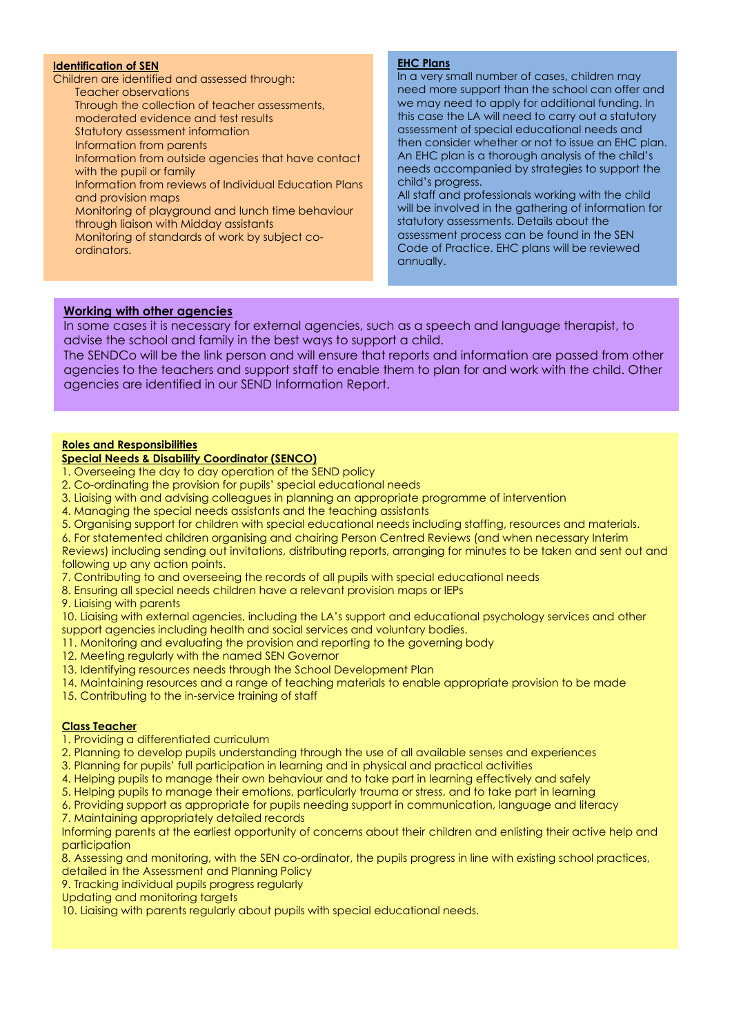## Identification of SEN

Children are identified and assessed through:

- Teacher observations
- Through the collection of teacher assessments, moderated evidence and test results
- Statutory assessment information
- Information from parents
- Information from outside agencies that have contact with the pupil or family
- Information from reviews of Individual Education Plans and provision maps
- Monitoring of playground and lunch time behaviour through liaison with Midday assistants
- Monitoring of standards of work by subject co-ordinators.

## EHC Plans

In a very small number of cases, children may need more support than the school can offer and we may need to apply for additional funding. In this case the LA will need to carry out a statutory assessment of special educational needs and then consider whether or not to issue an EHC plan. An EHC plan is a thorough analysis of the child's needs accompanied by strategies to support the child's progress.

All staff and professionals working with the child will be involved in the gathering of information for statutory assessments. Details about the assessment process can be found in the SEN Code of Practice. EHC plans will be reviewed annually.

## Working with other agencies

In some cases it is necessary for external agencies, such as a speech and language therapist, to advise the school and family in the best ways to support a child.

The SENDCo will be the link person and will ensure that reports and information are passed from other agencies to the teachers and support staff to enable them to plan for and work with the child. Other agencies are identified in our SEND Information Report.

## Roles and Responsibilities

### Special Needs & Disability Coordinator (SENCO)

1. Overseeing the day to day operation of the SEND policy
2. Co-ordinating the provision for pupils' special educational needs
3. Liaising with and advising colleagues in planning an appropriate programme of intervention
4. Managing the special needs assistants and the teaching assistants
5. Organising support for children with special educational needs including staffing, resources and materials.
6. For statemented children organising and chairing Person Centred Reviews (and when necessary Interim Reviews) including sending out invitations, distributing reports, arranging for minutes to be taken and sent out and following up any action points.
7. Contributing to and overseeing the records of all pupils with special educational needs
8. Ensuring all special needs children have a relevant provision maps or IEPs
9. Liaising with parents
10. Liaising with external agencies, including the LA's support and educational psychology services and other support agencies including health and social services and voluntary bodies.
11. Monitoring and evaluating the provision and reporting to the governing body
12. Meeting regularly with the named SEN Governor
13. Identifying resources needs through the School Development Plan
14. Maintaining resources and a range of teaching materials to enable appropriate provision to be made
15. Contributing to the in-service training of staff

### Class Teacher

1. Providing a differentiated curriculum
2. Planning to develop pupils understanding through the use of all available senses and experiences
3. Planning for pupils' full participation in learning and in physical and practical activities
4. Helping pupils to manage their own behaviour and to take part in learning effectively and safely
5. Helping pupils to manage their emotions, particularly trauma or stress, and to take part in learning
6. Providing support as appropriate for pupils needing support in communication, language and literacy
7. Maintaining appropriately detailed records

Informing parents at the earliest opportunity of concerns about their children and enlisting their active help and participation

8. Assessing and monitoring, with the SEN co-ordinator, the pupils progress in line with existing school practices, detailed in the Assessment and Planning Policy
9. Tracking individual pupils progress regularly

Updating and monitoring targets

10. Liaising with parents regularly about pupils with special educational needs.